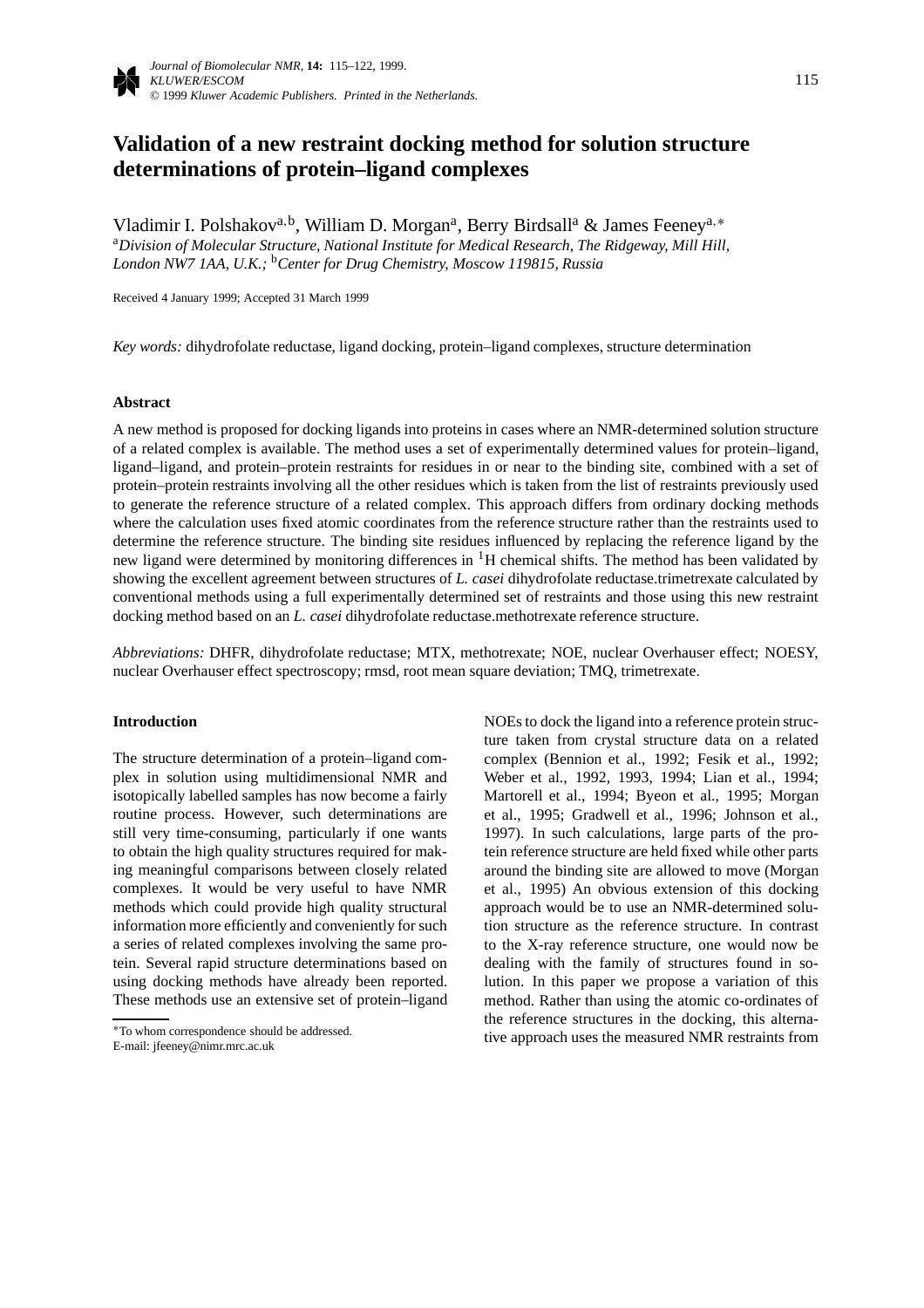# Validation of a new restraint docking method for solution structure determinations of protein–ligand complexes

Vladimir I. Polshakov[a,b], William D. Morgan[a], Berry Birdsall[a] & James Feeney[a,*]

[a]*Division of Molecular Structure, National Institute for Medical Research, The Ridgeway, Mill Hill, London NW7 1AA, U.K.;* [b]*Center for Drug Chemistry, Moscow 119815, Russia*

Received 4 January 1999; Accepted 31 March 1999

*Key words:* dihydrofolate reductase, ligand docking, protein–ligand complexes, structure determination

## Abstract

A new method is proposed for docking ligands into proteins in cases where an NMR-determined solution structure of a related complex is available. The method uses a set of experimentally determined values for protein–ligand, ligand–ligand, and protein–protein restraints for residues in or near to the binding site, combined with a set of protein–protein restraints involving all the other residues which is taken from the list of restraints previously used to generate the reference structure of a related complex. This approach differs from ordinary docking methods where the calculation uses fixed atomic coordinates from the reference structure rather than the restraints used to determine the reference structure. The binding site residues influenced by replacing the reference ligand by the new ligand were determined by monitoring differences in $^{1}$H chemical shifts. The method has been validated by showing the excellent agreement between structures of *L. casei* dihydrofolate reductase.trimetrexate calculated by conventional methods using a full experimentally determined set of restraints and those using this new restraint docking method based on an *L. casei* dihydrofolate reductase.methotrexate reference structure.

*Abbreviations:* DHFR, dihydrofolate reductase; MTX, methotrexate; NOE, nuclear Overhauser effect; NOESY, nuclear Overhauser effect spectroscopy; rmsd, root mean square deviation; TMQ, trimetrexate.

## Introduction

The structure determination of a protein–ligand complex in solution using multidimensional NMR and isotopically labelled samples has now become a fairly routine process. However, such determinations are still very time-consuming, particularly if one wants to obtain the high quality structures required for making meaningful comparisons between closely related complexes. It would be very useful to have NMR methods which could provide high quality structural information more efficiently and conveniently for such a series of related complexes involving the same protein. Several rapid structure determinations based on using docking methods have already been reported. These methods use an extensive set of protein–ligand NOEs to dock the ligand into a reference protein structure taken from crystal structure data on a related complex (Bennion et al., 1992; Fesik et al., 1992; Weber et al., 1992, 1993, 1994; Lian et al., 1994; Martorell et al., 1994; Byeon et al., 1995; Morgan et al., 1995; Gradwell et al., 1996; Johnson et al., 1997). In such calculations, large parts of the protein reference structure are held fixed while other parts around the binding site are allowed to move (Morgan et al., 1995) An obvious extension of this docking approach would be to use an NMR-determined solution structure as the reference structure. In contrast to the X-ray reference structure, one would now be dealing with the family of structures found in solution. In this paper we propose a variation of this method. Rather than using the atomic co-ordinates of the reference structures in the docking, this alternative approach uses the measured NMR restraints from

*To whom correspondence should be addressed.
E-mail: jfeeney@nimr.mrc.ac.uk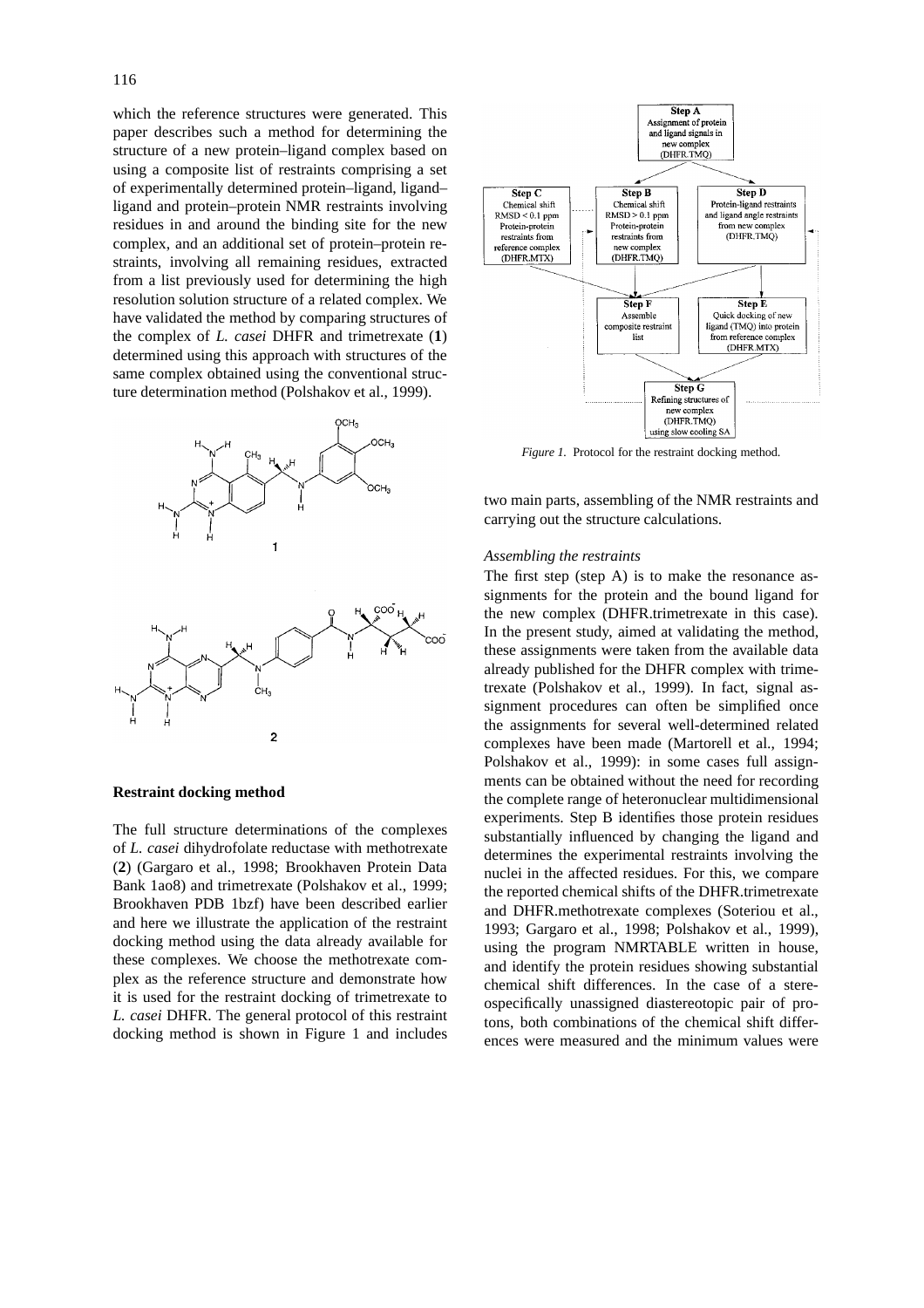which the reference structures were generated. This paper describes such a method for determining the structure of a new protein–ligand complex based on using a composite list of restraints comprising a set of experimentally determined protein–ligand, ligand–ligand and protein–protein NMR restraints involving residues in and around the binding site for the new complex, and an additional set of protein–protein restraints, involving all remaining residues, extracted from a list previously used for determining the high resolution solution structure of a related complex. We have validated the method by comparing structures of the complex of *L. casei* DHFR and trimetrexate (**1**) determined using this approach with structures of the same complex obtained using the conventional structure determination method (Polshakov et al., 1999).

## Restraint docking method

The full structure determinations of the complexes of *L. casei* dihydrofolate reductase with methotrexate (**2**) (Gargaro et al., 1998; Brookhaven Protein Data Bank 1ao8) and trimetrexate (Polshakov et al., 1999; Brookhaven PDB 1bzf) have been described earlier and here we illustrate the application of the restraint docking method using the data already available for these complexes. We choose the methotrexate complex as the reference structure and demonstrate how it is used for the restraint docking of trimetrexate to *L. casei* DHFR. The general protocol of this restraint docking method is shown in Figure 1 and includes

Step A
Assignment of protein and ligand signals in new complex (DHFR.TMQ)

Step B
Chemical shift RMSD > 0.1 ppm
Protein-protein restraints from new complex (DHFR.TMQ)

Step C
Chemical shift RMSD < 0.1 ppm
Protein-protein restraints from reference complex (DHFR.MTX)

Step D
Protein-ligand restraints and ligand angle restraints from new complex (DHFR.TMQ)

Step E
Quick docking of new ligand (TMQ) into protein from reference complex (DHFR.MTX)

Step F
Assemble composite restraint list

Step G
Refining structures of new complex (DHFR.TMQ) using slow cooling SA

*Figure 1.* Protocol for the restraint docking method.

two main parts, assembling of the NMR restraints and carrying out the structure calculations.

### *Assembling the restraints*

The first step (step A) is to make the resonance assignments for the protein and the bound ligand for the new complex (DHFR.trimetrexate in this case). In the present study, aimed at validating the method, these assignments were taken from the available data already published for the DHFR complex with trimetrexate (Polshakov et al., 1999). In fact, signal assignment procedures can often be simplified once the assignments for several well-determined related complexes have been made (Martorell et al., 1994; Polshakov et al., 1999): in some cases full assignments can be obtained without the need for recording the complete range of heteronuclear multidimensional experiments. Step B identifies those protein residues substantially influenced by changing the ligand and determines the experimental restraints involving the nuclei in the affected residues. For this, we compare the reported chemical shifts of the DHFR.trimetrexate and DHFR.methotrexate complexes (Soteriou et al., 1993; Gargaro et al., 1998; Polshakov et al., 1999), using the program NMRTABLE written in house, and identify the protein residues showing substantial chemical shift differences. In the case of a stereospecifically unassigned diastereotopic pair of protons, both combinations of the chemical shift differences were measured and the minimum values were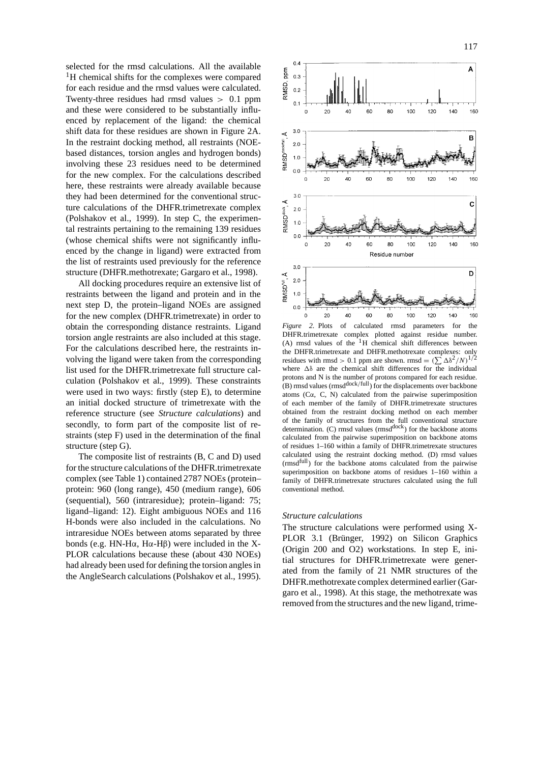selected for the rmsd calculations. All the available $^1$H chemical shifts for the complexes were compared for each residue and the rmsd values were calculated. Twenty-three residues had rmsd values $> 0.1$ ppm and these were considered to be substantially influenced by replacement of the ligand: the chemical shift data for these residues are shown in Figure 2A. In the restraint docking method, all restraints (NOE-based distances, torsion angles and hydrogen bonds) involving these 23 residues need to be determined for the new complex. For the calculations described here, these restraints were already available because they had been determined for the conventional structure calculations of the DHFR.trimetrexate complex (Polshakov et al., 1999). In step C, the experimental restraints pertaining to the remaining 139 residues (whose chemical shifts were not significantly influenced by the change in ligand) were extracted from the list of restraints used previously for the reference structure (DHFR.methotrexate; Gargaro et al., 1998).

All docking procedures require an extensive list of restraints between the ligand and protein and in the next step D, the protein–ligand NOEs are assigned for the new complex (DHFR.trimetrexate) in order to obtain the corresponding distance restraints. Ligand torsion angle restraints are also included at this stage. For the calculations described here, the restraints involving the ligand were taken from the corresponding list used for the DHFR.trimetrexate full structure calculation (Polshakov et al., 1999). These constraints were used in two ways: firstly (step E), to determine an initial docked structure of trimetrexate with the reference structure (see *Structure calculations*) and secondly, to form part of the composite list of restraints (step F) used in the determination of the final structure (step G).

The composite list of restraints (B, C and D) used for the structure calculations of the DHFR.trimetrexate complex (see Table 1) contained 2787 NOEs (protein–protein: 960 (long range), 450 (medium range), 606 (sequential), 560 (intraresidue); protein–ligand: 75; ligand–ligand: 12). Eight ambiguous NOEs and 116 H-bonds were also included in the calculations. No intraresidue NOEs between atoms separated by three bonds (e.g. HN-Hα, Hα-Hβ) were included in the X-PLOR calculations because these (about 430 NOEs) had already been used for defining the torsion angles in the AngleSearch calculations (Polshakov et al., 1995).

A
RMSD, ppm
0.4
0.3
0.2
0.1
0 20 40 60 80 100 120 140 160

B
RMSD$^{dock/full}$, Å
3.0
2.0
1.0
0.0
0 20 40 60 80 100 120 140 160

C
RMSD$^{dock}$, Å
3.0
2.0
1.0
0.0
0 20 40 60 80 100 120 140 160
Residue number

D
RMSD$^{full}$, Å
3.0
2.0
1.0
0.0
0 20 40 60 80 100 120 140 160

*Figure 2.* Plots of calculated rmsd parameters for the DHFR.trimetrexate complex plotted against residue number. (A) rmsd values of the $^1$H chemical shift differences between the DHFR.trimetrexate and DHFR.methotrexate complexes: only residues with rmsd $> 0.1$ ppm are shown. rmsd $= (\sum \Delta\delta^2/N)^{1/2}$ where $\Delta\delta$ are the chemical shift differences for the individual protons and N is the number of protons compared for each residue. (B) rmsd values (rmsd$^{dock/full}$) for the displacements over backbone atoms (Cα, C, N) calculated from the pairwise superimposition of each member of the family of DHFR.trimetrexate structures obtained from the restraint docking method on each member of the family of structures from the full conventional structure determination. (C) rmsd values (rmsd$^{dock}$) for the backbone atoms calculated from the pairwise superimposition on backbone atoms of residues 1–160 within a family of DHFR.trimetrexate structures calculated using the restraint docking method. (D) rmsd values (rmsd$^{full}$) for the backbone atoms calculated from the pairwise superimposition on backbone atoms of residues 1–160 within a family of DHFR.trimetrexate structures calculated using the full conventional method.

### *Structure calculations*

The structure calculations were performed using X-PLOR 3.1 (Brünger, 1992) on Silicon Graphics (Origin 200 and O2) workstations. In step E, initial structures for DHFR.trimetrexate were generated from the family of 21 NMR structures of the DHFR.methotrexate complex determined earlier (Gargaro et al., 1998). At this stage, the methotrexate was removed from the structures and the new ligand, trime-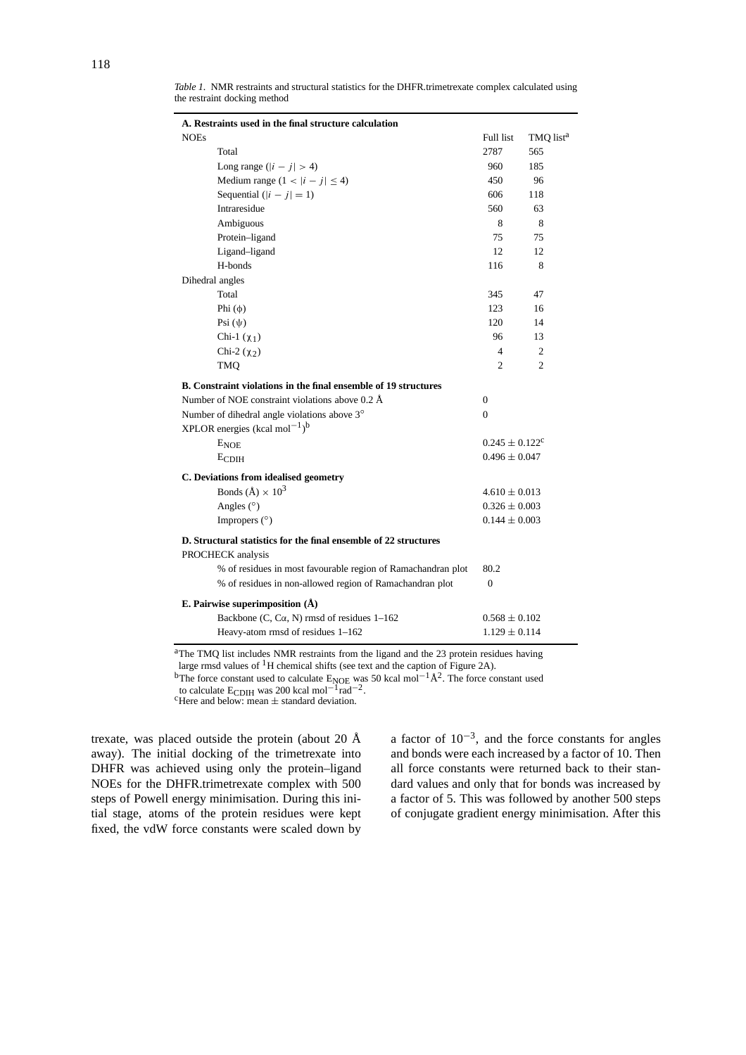*Table 1.* NMR restraints and structural statistics for the DHFR.trimetrexate complex calculated using the restraint docking method

| | | |
|---|---|---|
| **A. Restraints used in the final structure calculation** | | |
| NOEs | Full list | TMQ list[a] |
| Total | 2787 | 565 |
| Long range ($\|i - j\| > 4$) | 960 | 185 |
| Medium range ($1 < \|i - j\| \leq 4$) | 450 | 96 |
| Sequential ($\|i - j\| = 1$) | 606 | 118 |
| Intraresidue | 560 | 63 |
| Ambiguous | 8 | 8 |
| Protein–ligand | 75 | 75 |
| Ligand–ligand | 12 | 12 |
| H-bonds | 116 | 8 |
| Dihedral angles | | |
| Total | 345 | 47 |
| Phi ($\phi$) | 123 | 16 |
| Psi ($\psi$) | 120 | 14 |
| Chi-1 ($\chi_1$) | 96 | 13 |
| Chi-2 ($\chi_2$) | 4 | 2 |
| TMQ | 2 | 2 |
| **B. Constraint violations in the final ensemble of 19 structures** | | |
| Number of NOE constraint violations above 0.2 Å | 0 | |
| Number of dihedral angle violations above 3° | 0 | |
| XPLOR energies (kcal mol$^{-1}$)[b] | | |
| $E_{NOE}$ | $0.245 \pm 0.122$[c] | |
| $E_{CDIH}$ | $0.496 \pm 0.047$ | |
| **C. Deviations from idealised geometry** | | |
| Bonds (Å) $\times 10^3$ | $4.610 \pm 0.013$ | |
| Angles (°) | $0.326 \pm 0.003$ | |
| Impropers (°) | $0.144 \pm 0.003$ | |
| **D. Structural statistics for the final ensemble of 22 structures** | | |
| PROCHECK analysis | | |
| % of residues in most favourable region of Ramachandran plot | 80.2 | |
| % of residues in non-allowed region of Ramachandran plot | 0 | |
| **E. Pairwise superimposition (Å)** | | |
| Backbone (C, Cα, N) rmsd of residues 1–162 | $0.568 \pm 0.102$ | |
| Heavy-atom rmsd of residues 1–162 | $1.129 \pm 0.114$ | |

[a]The TMQ list includes NMR restraints from the ligand and the 23 protein residues having large rmsd values of $^1$H chemical shifts (see text and the caption of Figure 2A).
[b]The force constant used to calculate $E_{NOE}$ was 50 kcal mol$^{-1}$Å$^2$. The force constant used to calculate $E_{CDIH}$ was 200 kcal mol$^{-1}$rad$^{-2}$.
[c]Here and below: mean ± standard deviation.

trexate, was placed outside the protein (about 20 Å away). The initial docking of the trimetrexate into DHFR was achieved using only the protein–ligand NOEs for the DHFR.trimetrexate complex with 500 steps of Powell energy minimisation. During this initial stage, atoms of the protein residues were kept fixed, the vdW force constants were scaled down by a factor of $10^{-3}$, and the force constants for angles and bonds were each increased by a factor of 10. Then all force constants were returned back to their standard values and only that for bonds was increased by a factor of 5. This was followed by another 500 steps of conjugate gradient energy minimisation. After this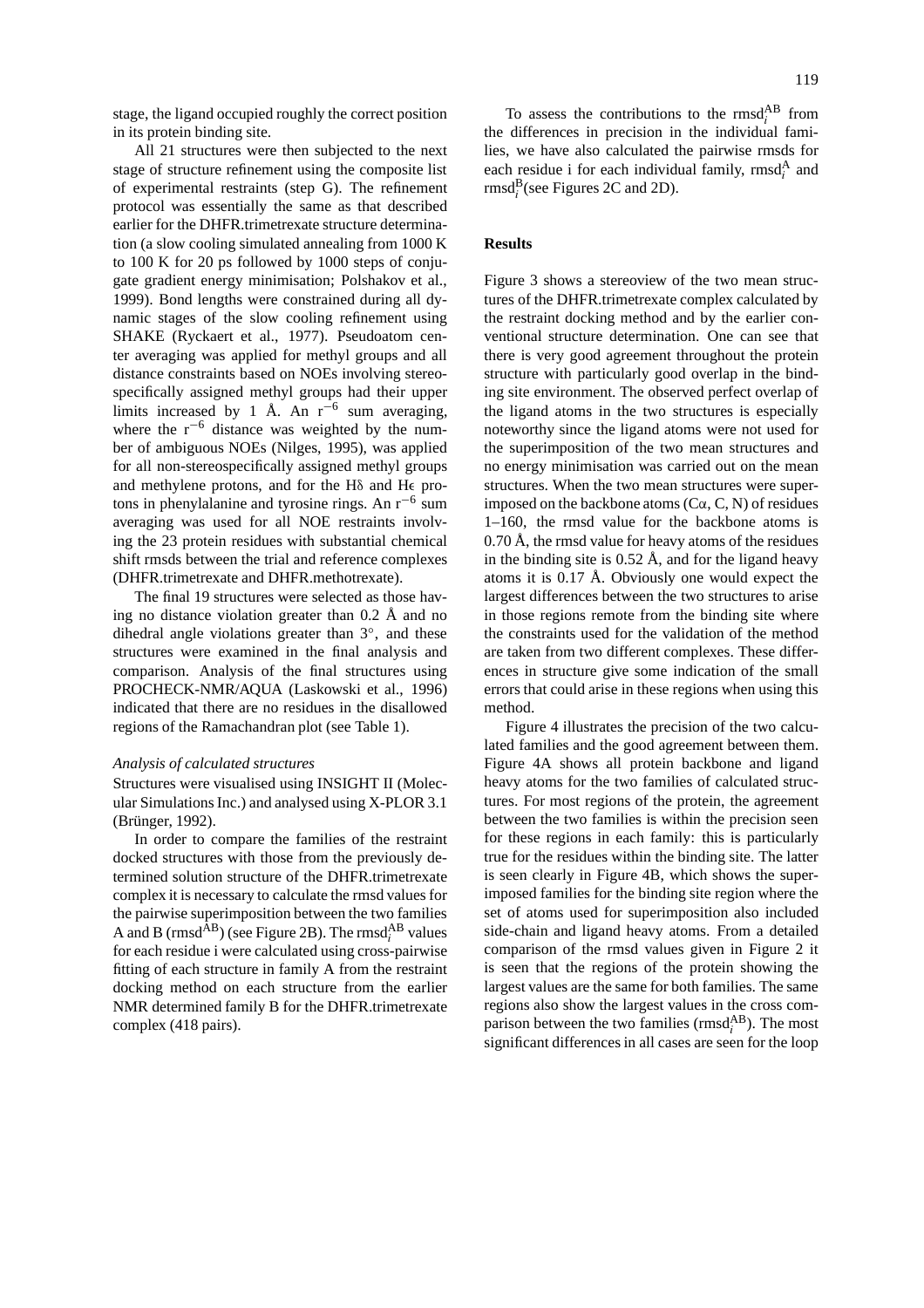stage, the ligand occupied roughly the correct position in its protein binding site.

All 21 structures were then subjected to the next stage of structure refinement using the composite list of experimental restraints (step G). The refinement protocol was essentially the same as that described earlier for the DHFR.trimetrexate structure determination (a slow cooling simulated annealing from 1000 K to 100 K for 20 ps followed by 1000 steps of conjugate gradient energy minimisation; Polshakov et al., 1999). Bond lengths were constrained during all dynamic stages of the slow cooling refinement using SHAKE (Ryckaert et al., 1977). Pseudoatom center averaging was applied for methyl groups and all distance constraints based on NOEs involving stereospecifically assigned methyl groups had their upper limits increased by 1 Å. An $r^{-6}$ sum averaging, where the $r^{-6}$ distance was weighted by the number of ambiguous NOEs (Nilges, 1995), was applied for all non-stereospecifically assigned methyl groups and methylene protons, and for the Hδ and Hϵ protons in phenylalanine and tyrosine rings. An $r^{-6}$ sum averaging was used for all NOE restraints involving the 23 protein residues with substantial chemical shift rmsds between the trial and reference complexes (DHFR.trimetrexate and DHFR.methotrexate).

The final 19 structures were selected as those having no distance violation greater than 0.2 Å and no dihedral angle violations greater than 3°, and these structures were examined in the final analysis and comparison. Analysis of the final structures using PROCHECK-NMR/AQUA (Laskowski et al., 1996) indicated that there are no residues in the disallowed regions of the Ramachandran plot (see Table 1).

*Analysis of calculated structures*

Structures were visualised using INSIGHT II (Molecular Simulations Inc.) and analysed using X-PLOR 3.1 (Brünger, 1992).

In order to compare the families of the restraint docked structures with those from the previously determined solution structure of the DHFR.trimetrexate complex it is necessary to calculate the rmsd values for the pairwise superimposition between the two families A and B ($\mathrm{rmsd}^{AB}$) (see Figure 2B). The $\mathrm{rmsd}_i^{AB}$ values for each residue i were calculated using cross-pairwise fitting of each structure in family A from the restraint docking method on each structure from the earlier NMR determined family B for the DHFR.trimetrexate complex (418 pairs).

To assess the contributions to the $\mathrm{rmsd}_i^{AB}$ from the differences in precision in the individual families, we have also calculated the pairwise rmsds for each residue i for each individual family, $\mathrm{rmsd}_i^{A}$ and $\mathrm{rmsd}_i^{B}$(see Figures 2C and 2D).

## Results

Figure 3 shows a stereoview of the two mean structures of the DHFR.trimetrexate complex calculated by the restraint docking method and by the earlier conventional structure determination. One can see that there is very good agreement throughout the protein structure with particularly good overlap in the binding site environment. The observed perfect overlap of the ligand atoms in the two structures is especially noteworthy since the ligand atoms were not used for the superimposition of the two mean structures and no energy minimisation was carried out on the mean structures. When the two mean structures were superimposed on the backbone atoms (Cα, C, N) of residues 1–160, the rmsd value for the backbone atoms is 0.70 Å, the rmsd value for heavy atoms of the residues in the binding site is 0.52 Å, and for the ligand heavy atoms it is 0.17 Å. Obviously one would expect the largest differences between the two structures to arise in those regions remote from the binding site where the constraints used for the validation of the method are taken from two different complexes. These differences in structure give some indication of the small errors that could arise in these regions when using this method.

Figure 4 illustrates the precision of the two calculated families and the good agreement between them. Figure 4A shows all protein backbone and ligand heavy atoms for the two families of calculated structures. For most regions of the protein, the agreement between the two families is within the precision seen for these regions in each family: this is particularly true for the residues within the binding site. The latter is seen clearly in Figure 4B, which shows the superimposed families for the binding site region where the set of atoms used for superimposition also included side-chain and ligand heavy atoms. From a detailed comparison of the rmsd values given in Figure 2 it is seen that the regions of the protein showing the largest values are the same for both families. The same regions also show the largest values in the cross comparison between the two families ($\mathrm{rmsd}_i^{AB}$). The most significant differences in all cases are seen for the loop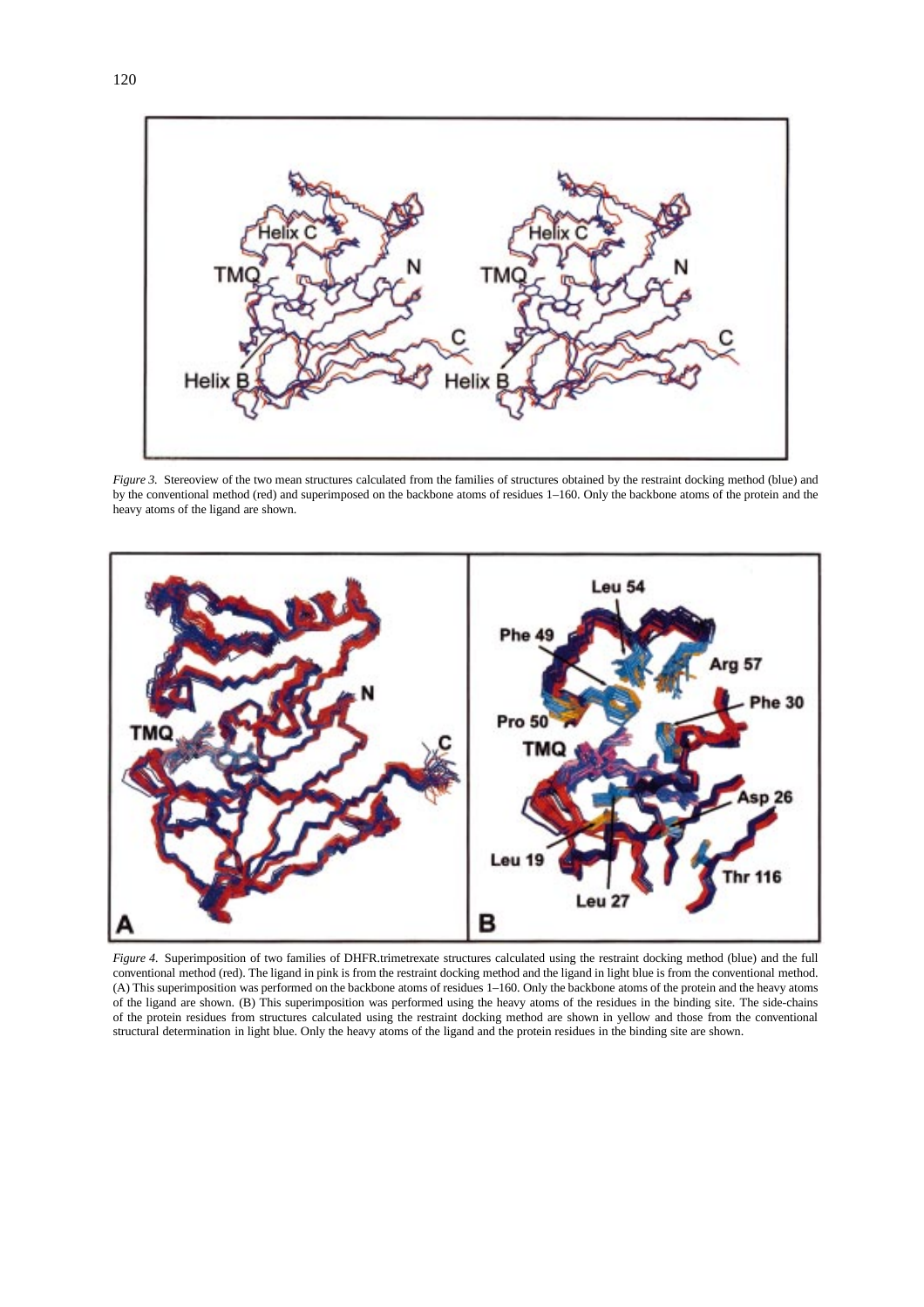Helix C

TMQ

N

C

Helix B

Helix C

TMQ

N

C

Helix B

*Figure 3.* Stereoview of the two mean structures calculated from the families of structures obtained by the restraint docking method (blue) and by the conventional method (red) and superimposed on the backbone atoms of residues 1–160. Only the backbone atoms of the protein and the heavy atoms of the ligand are shown.

TMQ

N

C

A

Leu 54

Phe 49

Arg 57

Phe 30

Pro 50

TMQ

Asp 26

Leu 19

Thr 116

Leu 27

B

*Figure 4.* Superimposition of two families of DHFR.trimetrexate structures calculated using the restraint docking method (blue) and the full conventional method (red). The ligand in pink is from the restraint docking method and the ligand in light blue is from the conventional method. (A) This superimposition was performed on the backbone atoms of residues 1–160. Only the backbone atoms of the protein and the heavy atoms of the ligand are shown. (B) This superimposition was performed using the heavy atoms of the residues in the binding site. The side-chains of the protein residues from structures calculated using the restraint docking method are shown in yellow and those from the conventional structural determination in light blue. Only the heavy atoms of the ligand and the protein residues in the binding site are shown.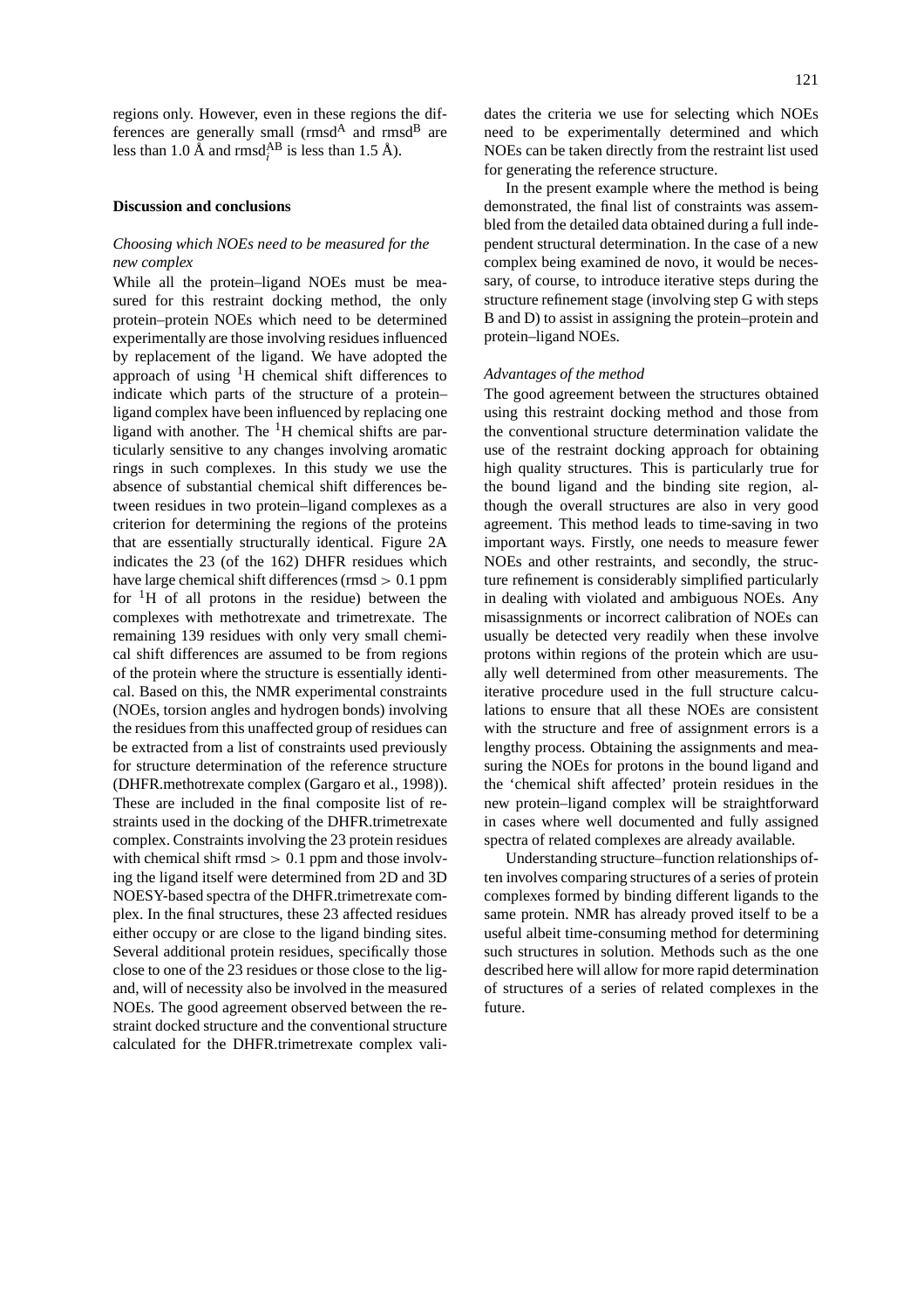regions only. However, even in these regions the differences are generally small (rmsd$^{A}$ and rmsd$^{B}$ are less than 1.0 Å and rmsd$_{i}^{AB}$ is less than 1.5 Å).

## Discussion and conclusions

### *Choosing which NOEs need to be measured for the new complex*

While all the protein–ligand NOEs must be measured for this restraint docking method, the only protein–protein NOEs which need to be determined experimentally are those involving residues influenced by replacement of the ligand. We have adopted the approach of using $^{1}$H chemical shift differences to indicate which parts of the structure of a protein–ligand complex have been influenced by replacing one ligand with another. The $^{1}$H chemical shifts are particularly sensitive to any changes involving aromatic rings in such complexes. In this study we use the absence of substantial chemical shift differences between residues in two protein–ligand complexes as a criterion for determining the regions of the proteins that are essentially structurally identical. Figure 2A indicates the 23 (of the 162) DHFR residues which have large chemical shift differences (rmsd $> 0.1$ ppm for $^{1}$H of all protons in the residue) between the complexes with methotrexate and trimetrexate. The remaining 139 residues with only very small chemical shift differences are assumed to be from regions of the protein where the structure is essentially identical. Based on this, the NMR experimental constraints (NOEs, torsion angles and hydrogen bonds) involving the residues from this unaffected group of residues can be extracted from a list of constraints used previously for structure determination of the reference structure (DHFR.methotrexate complex (Gargaro et al., 1998)). These are included in the final composite list of restraints used in the docking of the DHFR.trimetrexate complex. Constraints involving the 23 protein residues with chemical shift rmsd $> 0.1$ ppm and those involving the ligand itself were determined from 2D and 3D NOESY-based spectra of the DHFR.trimetrexate complex. In the final structures, these 23 affected residues either occupy or are close to the ligand binding sites. Several additional protein residues, specifically those close to one of the 23 residues or those close to the ligand, will of necessity also be involved in the measured NOEs. The good agreement observed between the restraint docked structure and the conventional structure calculated for the DHFR.trimetrexate complex validates the criteria we use for selecting which NOEs need to be experimentally determined and which NOEs can be taken directly from the restraint list used for generating the reference structure.

In the present example where the method is being demonstrated, the final list of constraints was assembled from the detailed data obtained during a full independent structural determination. In the case of a new complex being examined de novo, it would be necessary, of course, to introduce iterative steps during the structure refinement stage (involving step G with steps B and D) to assist in assigning the protein–protein and protein–ligand NOEs.

### *Advantages of the method*

The good agreement between the structures obtained using this restraint docking method and those from the conventional structure determination validate the use of the restraint docking approach for obtaining high quality structures. This is particularly true for the bound ligand and the binding site region, although the overall structures are also in very good agreement. This method leads to time-saving in two important ways. Firstly, one needs to measure fewer NOEs and other restraints, and secondly, the structure refinement is considerably simplified particularly in dealing with violated and ambiguous NOEs. Any misassignments or incorrect calibration of NOEs can usually be detected very readily when these involve protons within regions of the protein which are usually well determined from other measurements. The iterative procedure used in the full structure calculations to ensure that all these NOEs are consistent with the structure and free of assignment errors is a lengthy process. Obtaining the assignments and measuring the NOEs for protons in the bound ligand and the 'chemical shift affected' protein residues in the new protein–ligand complex will be straightforward in cases where well documented and fully assigned spectra of related complexes are already available.

Understanding structure–function relationships often involves comparing structures of a series of protein complexes formed by binding different ligands to the same protein. NMR has already proved itself to be a useful albeit time-consuming method for determining such structures in solution. Methods such as the one described here will allow for more rapid determination of structures of a series of related complexes in the future.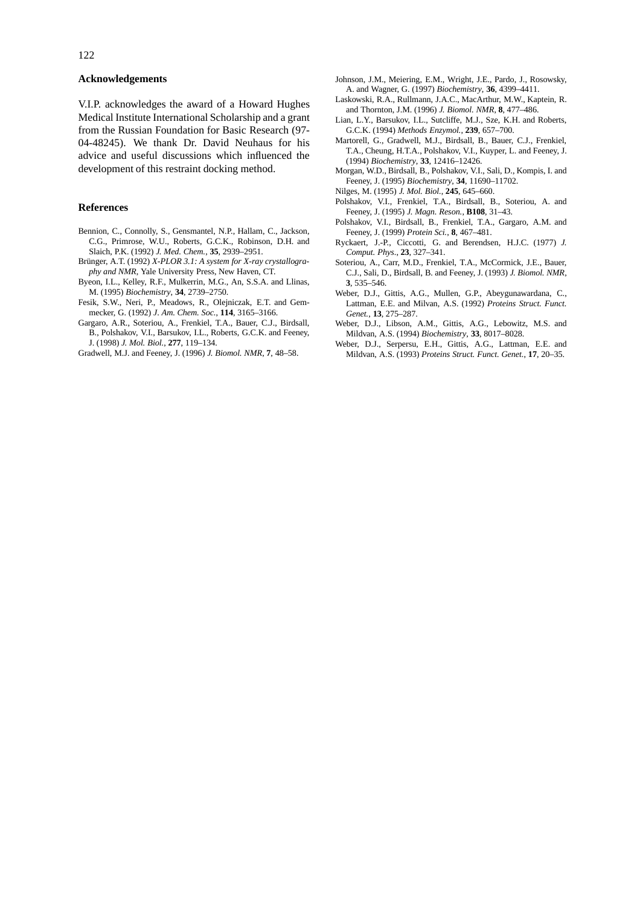## Acknowledgements

V.I.P. acknowledges the award of a Howard Hughes Medical Institute International Scholarship and a grant from the Russian Foundation for Basic Research (97-04-48245). We thank Dr. David Neuhaus for his advice and useful discussions which influenced the development of this restraint docking method.

## References

Bennion, C., Connolly, S., Gensmantel, N.P., Hallam, C., Jackson, C.G., Primrose, W.U., Roberts, G.C.K., Robinson, D.H. and Slaich, P.K. (1992) *J. Med. Chem.*, **35**, 2939–2951.

Brünger, A.T. (1992) *X-PLOR 3.1: A system for X-ray crystallography and NMR*, Yale University Press, New Haven, CT.

Byeon, I.L., Kelley, R.F., Mulkerrin, M.G., An, S.S.A. and Llinas, M. (1995) *Biochemistry*, **34**, 2739–2750.

Fesik, S.W., Neri, P., Meadows, R., Olejniczak, E.T. and Gemmecker, G. (1992) *J. Am. Chem. Soc.*, **114**, 3165–3166.

Gargaro, A.R., Soteriou, A., Frenkiel, T.A., Bauer, C.J., Birdsall, B., Polshakov, V.I., Barsukov, I.L., Roberts, G.C.K. and Feeney, J. (1998) *J. Mol. Biol.*, **277**, 119–134.

Gradwell, M.J. and Feeney, J. (1996) *J. Biomol. NMR*, **7**, 48–58.

Johnson, J.M., Meiering, E.M., Wright, J.E., Pardo, J., Rosowsky, A. and Wagner, G. (1997) *Biochemistry*, **36**, 4399–4411.

Laskowski, R.A., Rullmann, J.A.C., MacArthur, M.W., Kaptein, R. and Thornton, J.M. (1996) *J. Biomol. NMR*, **8**, 477–486.

Lian, L.Y., Barsukov, I.L., Sutcliffe, M.J., Sze, K.H. and Roberts, G.C.K. (1994) *Methods Enzymol.*, **239**, 657–700.

Martorell, G., Gradwell, M.J., Birdsall, B., Bauer, C.J., Frenkiel, T.A., Cheung, H.T.A., Polshakov, V.I., Kuyper, L. and Feeney, J. (1994) *Biochemistry*, **33**, 12416–12426.

Morgan, W.D., Birdsall, B., Polshakov, V.I., Sali, D., Kompis, I. and Feeney, J. (1995) *Biochemistry*, **34**, 11690–11702.

Nilges, M. (1995) *J. Mol. Biol.*, **245**, 645–660.

Polshakov, V.I., Frenkiel, T.A., Birdsall, B., Soteriou, A. and Feeney, J. (1995) *J. Magn. Reson.*, **B108**, 31–43.

Polshakov, V.I., Birdsall, B., Frenkiel, T.A., Gargaro, A.M. and Feeney, J. (1999) *Protein Sci.*, **8**, 467–481.

Ryckaert, J.-P., Ciccotti, G. and Berendsen, H.J.C. (1977) *J. Comput. Phys.*, **23**, 327–341.

Soteriou, A., Carr, M.D., Frenkiel, T.A., McCormick, J.E., Bauer, C.J., Sali, D., Birdsall, B. and Feeney, J. (1993) *J. Biomol. NMR*, **3**, 535–546.

Weber, D.J., Gittis, A.G., Mullen, G.P., Abeygunawardana, C., Lattman, E.E. and Milvan, A.S. (1992) *Proteins Struct. Funct. Genet.*, **13**, 275–287.

Weber, D.J., Libson, A.M., Gittis, A.G., Lebowitz, M.S. and Mildvan, A.S. (1994) *Biochemistry*, **33**, 8017–8028.

Weber, D.J., Serpersu, E.H., Gittis, A.G., Lattman, E.E. and Mildvan, A.S. (1993) *Proteins Struct. Funct. Genet.*, **17**, 20–35.